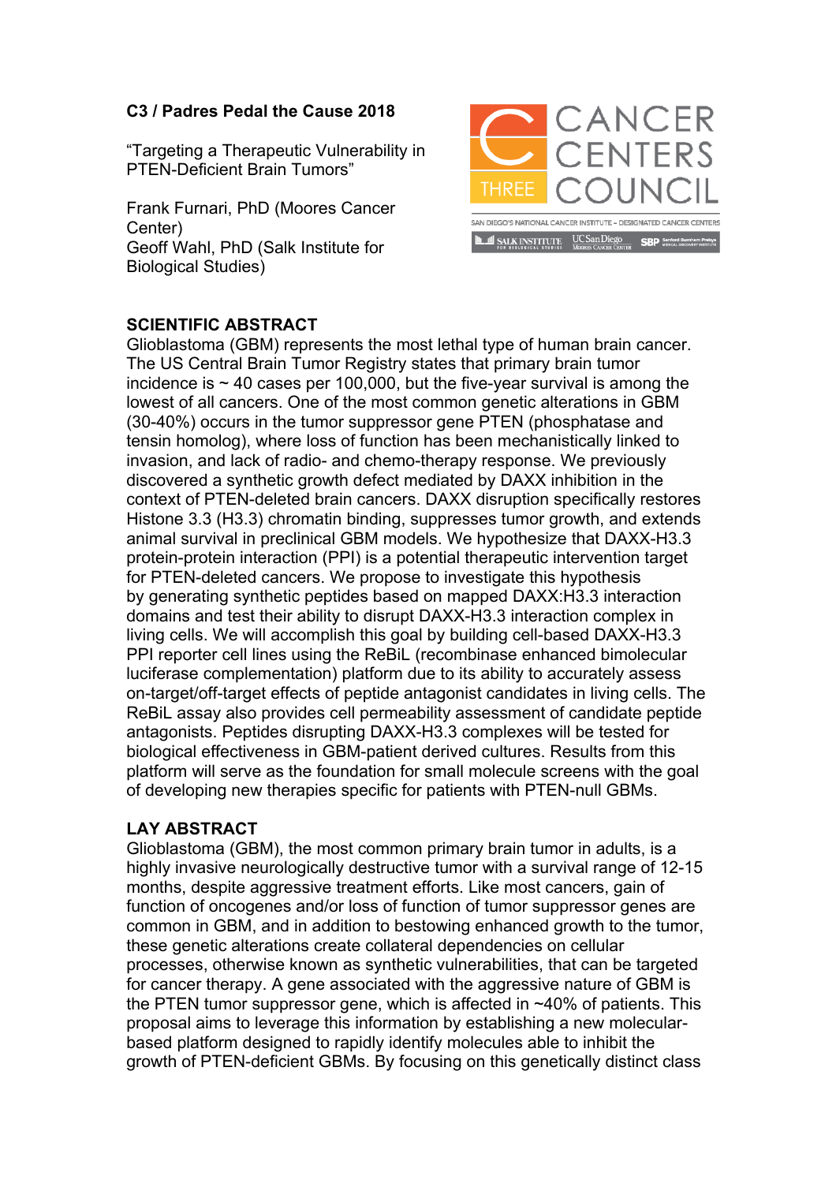**C3 / Padres Pedal the Cause 2018**

"Targeting a Therapeutic Vulnerability in PTEN-Deficient Brain Tumors"

Frank Furnari, PhD (Moores Cancer Center)
Geoff Wahl, PhD (Salk Institute for Biological Studies)

CANCER CENTERS COUNCIL

SAN DIEGO'S NATIONAL CANCER INSTITUTE – DESIGNATED CANCER CENTERS

## SCIENTIFIC ABSTRACT

Glioblastoma (GBM) represents the most lethal type of human brain cancer. The US Central Brain Tumor Registry states that primary brain tumor incidence is ~ 40 cases per 100,000, but the five-year survival is among the lowest of all cancers. One of the most common genetic alterations in GBM (30-40%) occurs in the tumor suppressor gene PTEN (phosphatase and tensin homolog), where loss of function has been mechanistically linked to invasion, and lack of radio- and chemo-therapy response. We previously discovered a synthetic growth defect mediated by DAXX inhibition in the context of PTEN-deleted brain cancers. DAXX disruption specifically restores Histone 3.3 (H3.3) chromatin binding, suppresses tumor growth, and extends animal survival in preclinical GBM models. We hypothesize that DAXX-H3.3 protein-protein interaction (PPI) is a potential therapeutic intervention target for PTEN-deleted cancers. We propose to investigate this hypothesis by generating synthetic peptides based on mapped DAXX:H3.3 interaction domains and test their ability to disrupt DAXX-H3.3 interaction complex in living cells. We will accomplish this goal by building cell-based DAXX-H3.3 PPI reporter cell lines using the ReBiL (recombinase enhanced bimolecular luciferase complementation) platform due to its ability to accurately assess on-target/off-target effects of peptide antagonist candidates in living cells. The ReBiL assay also provides cell permeability assessment of candidate peptide antagonists. Peptides disrupting DAXX-H3.3 complexes will be tested for biological effectiveness in GBM-patient derived cultures. Results from this platform will serve as the foundation for small molecule screens with the goal of developing new therapies specific for patients with PTEN-null GBMs.

## LAY ABSTRACT

Glioblastoma (GBM), the most common primary brain tumor in adults, is a highly invasive neurologically destructive tumor with a survival range of 12-15 months, despite aggressive treatment efforts. Like most cancers, gain of function of oncogenes and/or loss of function of tumor suppressor genes are common in GBM, and in addition to bestowing enhanced growth to the tumor, these genetic alterations create collateral dependencies on cellular processes, otherwise known as synthetic vulnerabilities, that can be targeted for cancer therapy. A gene associated with the aggressive nature of GBM is the PTEN tumor suppressor gene, which is affected in ~40% of patients. This proposal aims to leverage this information by establishing a new molecular-based platform designed to rapidly identify molecules able to inhibit the growth of PTEN-deficient GBMs. By focusing on this genetically distinct class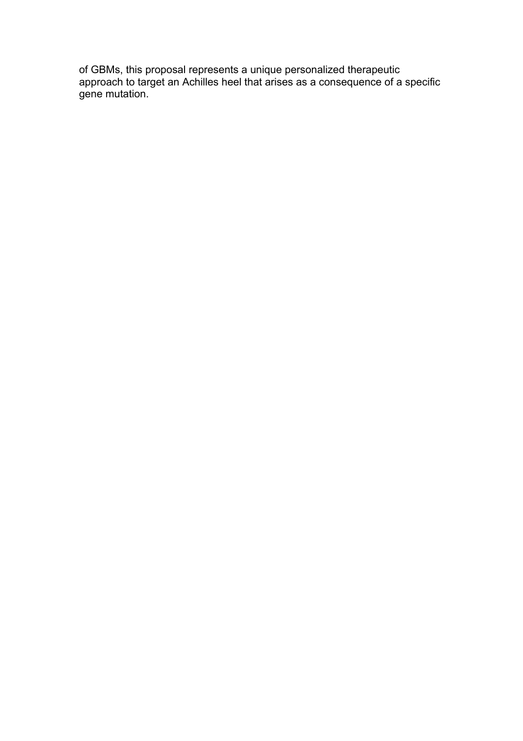of GBMs, this proposal represents a unique personalized therapeutic approach to target an Achilles heel that arises as a consequence of a specific gene mutation.